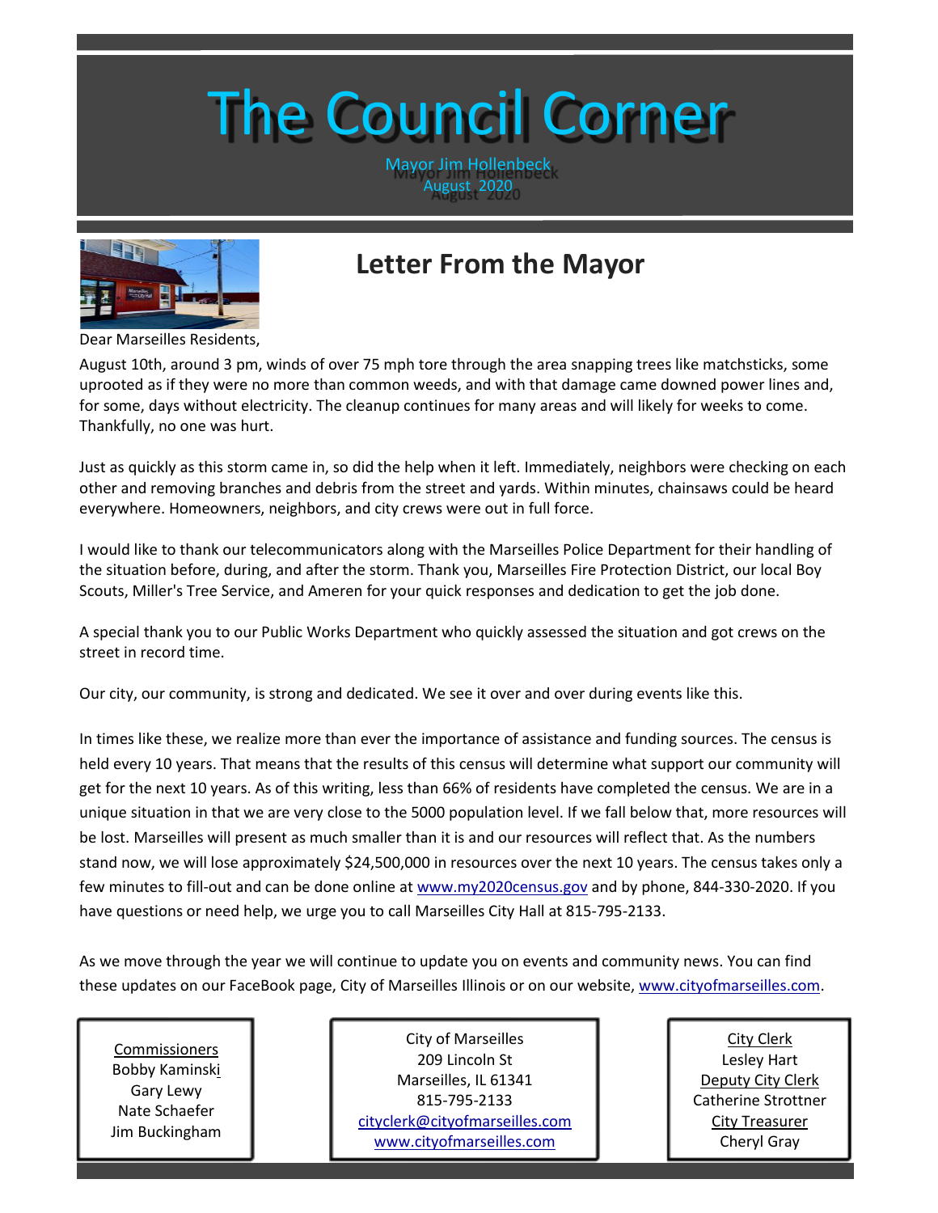# The Council Corner

Mayor Jim Hollenbeck
August 2020

## Letter From the Mayor

Dear Marseilles Residents,

August 10th, around 3 pm, winds of over 75 mph tore through the area snapping trees like matchsticks, some uprooted as if they were no more than common weeds, and with that damage came downed power lines and, for some, days without electricity. The cleanup continues for many areas and will likely for weeks to come. Thankfully, no one was hurt.

Just as quickly as this storm came in, so did the help when it left. Immediately, neighbors were checking on each other and removing branches and debris from the street and yards. Within minutes, chainsaws could be heard everywhere. Homeowners, neighbors, and city crews were out in full force.

I would like to thank our telecommunicators along with the Marseilles Police Department for their handling of the situation before, during, and after the storm. Thank you, Marseilles Fire Protection District, our local Boy Scouts, Miller's Tree Service, and Ameren for your quick responses and dedication to get the job done.

A special thank you to our Public Works Department who quickly assessed the situation and got crews on the street in record time.

Our city, our community, is strong and dedicated. We see it over and over during events like this.

In times like these, we realize more than ever the importance of assistance and funding sources. The census is held every 10 years. That means that the results of this census will determine what support our community will get for the next 10 years. As of this writing, less than 66% of residents have completed the census. We are in a unique situation in that we are very close to the 5000 population level. If we fall below that, more resources will be lost. Marseilles will present as much smaller than it is and our resources will reflect that. As the numbers stand now, we will lose approximately $24,500,000 in resources over the next 10 years. The census takes only a few minutes to fill-out and can be done online at www.my2020census.gov and by phone, 844-330-2020. If you have questions or need help, we urge you to call Marseilles City Hall at 815-795-2133.

As we move through the year we will continue to update you on events and community news. You can find these updates on our FaceBook page, City of Marseilles Illinois or on our website, www.cityofmarseilles.com.

Commissioners
Bobby Kaminski
Gary Lewy
Nate Schaefer
Jim Buckingham

City of Marseilles
209 Lincoln St
Marseilles, IL 61341
815-795-2133
cityclerk@cityofmarseilles.com
www.cityofmarseilles.com

City Clerk
Lesley Hart
Deputy City Clerk
Catherine Strottner
City Treasurer
Cheryl Gray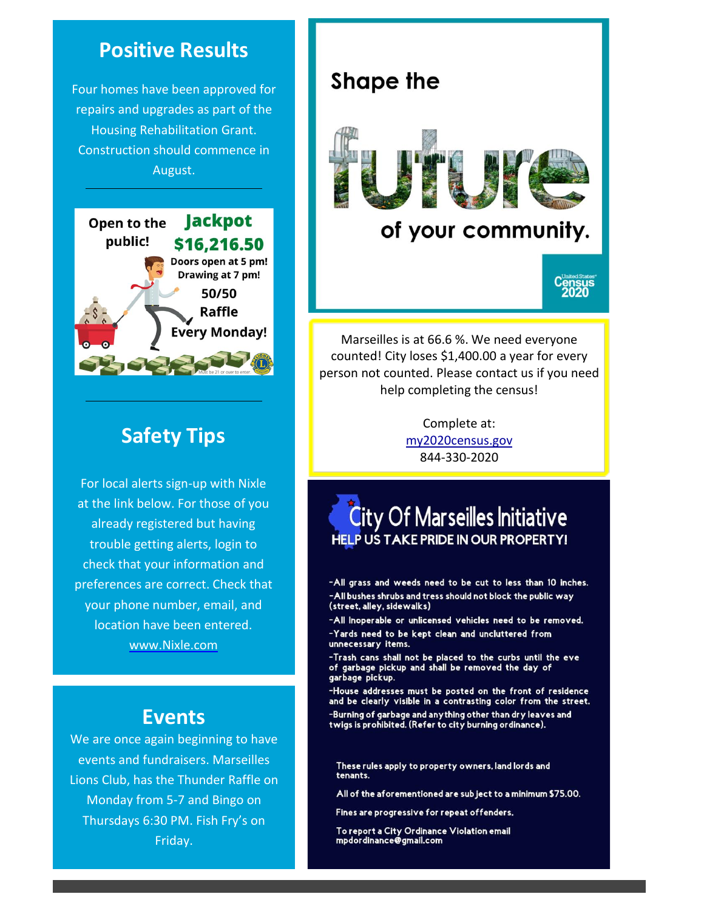## Positive Results

Four homes have been approved for repairs and upgrades as part of the Housing Rehabilitation Grant. Construction should commence in August.

---

Open to the public!

**Jackpot $16,216.50**

Doors open at 5 pm!
Drawing at 7 pm!

50/50 Raffle

Every Monday!

Must be 21 or over to enter

---

## Safety Tips

For local alerts sign-up with Nixle at the link below. For those of you already registered but having trouble getting alerts, login to check that your information and preferences are correct. Check that your phone number, email, and location have been entered.

www.Nixle.com

## Events

We are once again beginning to have events and fundraisers. Marseilles Lions Club, has the Thunder Raffle on Monday from 5-7 and Bingo on Thursdays 6:30 PM. Fish Fry's on Friday.

**Shape the future of your community.**

United States Census 2020

Marseilles is at 66.6 %. We need everyone counted! City loses $1,400.00 a year for every person not counted. Please contact us if you need help completing the census!

Complete at:
my2020census.gov
844-330-2020

## City Of Marseilles Initiative

**HELP US TAKE PRIDE IN OUR PROPERTY!**

-All grass and weeds need to be cut to less than 10 inches.
-All bushes shrubs and tress should not block the public way (street, alley, sidewalks)
-All Inoperable or unlicensed vehicles need to be removed.
-Yards need to be kept clean and uncluttered from unnecessary items.
-Trash cans shall not be placed to the curbs until the eve of garbage pickup and shall be removed the day of garbage pickup.
-House addresses must be posted on the front of residence and be clearly visible in a contrasting color from the street.
-Burning of garbage and anything other than dry leaves and twigs is prohibited. (Refer to city burning ordinance).

These rules apply to property owners, land lords and tenants.

All of the aforementioned are subject to a minimum $75.00.

Fines are progressive for repeat offenders.

To report a City Ordinance Violation email mpdordinance@gmail.com